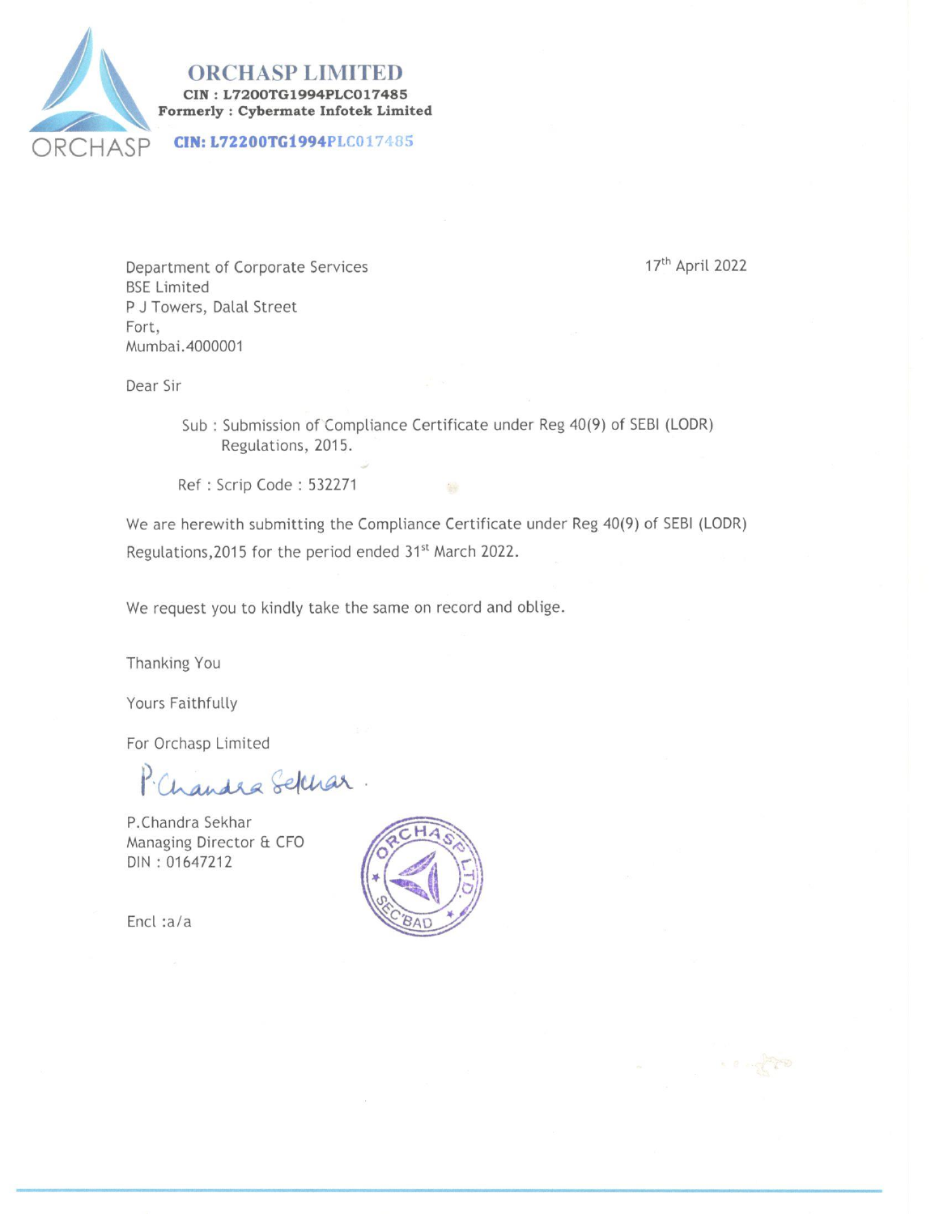# ORCHASP LIMITED

**CIN : L7200TG1994PLC017485**

**Formerly : Cybermate Infotek Limited**

ORCHASP **CIN: L72200TG1994PLC017485**

Department of Corporate Services
BSE Limited
P J Towers, Dalal Street
Fort,
Mumbai.4000001

17th April 2022

Dear Sir

Sub : Submission of Compliance Certificate under Reg 40(9) of SEBI (LODR) Regulations, 2015.

Ref : Scrip Code : 532271

We are herewith submitting the Compliance Certificate under Reg 40(9) of SEBI (LODR) Regulations,2015 for the period ended 31st March 2022.

We request you to kindly take the same on record and oblige.

Thanking You

Yours Faithfully

For Orchasp Limited

P.Chandra Sekhar

P.Chandra Sekhar
Managing Director & CFO
DIN : 01647212

ORCHASP LTD. SEC'BAD

Encl :a/a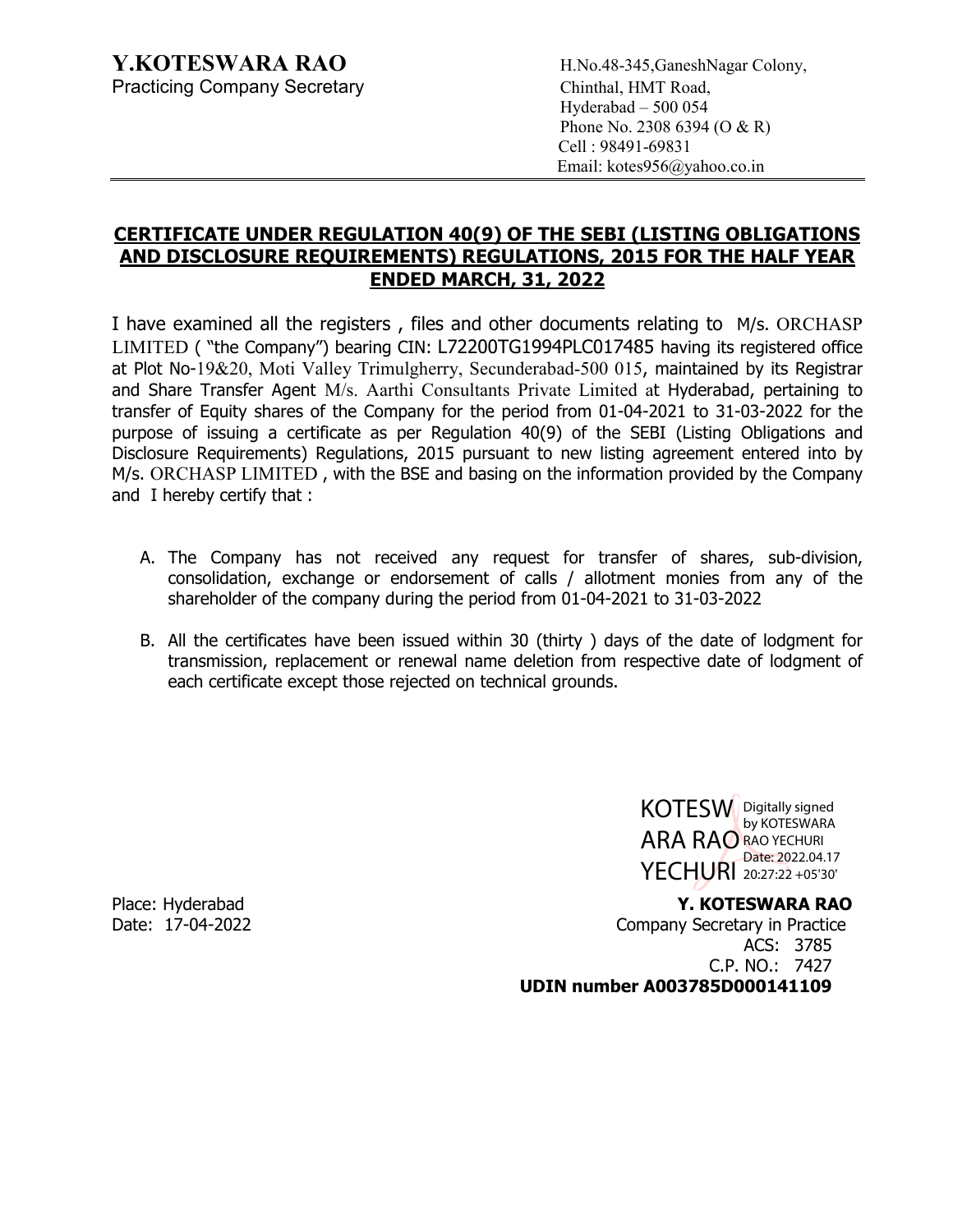**Y.KOTESWARA RAO**
Practicing Company Secretary

H.No.48-345,GaneshNagar Colony,
Chinthal, HMT Road,
Hyderabad – 500 054
Phone No. 2308 6394 (O & R)
Cell : 98491-69831
Email: kotes956@yahoo.co.in

---

## CERTIFICATE UNDER REGULATION 40(9) OF THE SEBI (LISTING OBLIGATIONS AND DISCLOSURE REQUIREMENTS) REGULATIONS, 2015 FOR THE HALF YEAR ENDED MARCH, 31, 2022

I have examined all the registers , files and other documents relating to M/s. ORCHASP LIMITED ( "the Company") bearing CIN: L72200TG1994PLC017485 having its registered office at Plot No-19&20, Moti Valley Trimulgherry, Secunderabad-500 015, maintained by its Registrar and Share Transfer Agent M/s. Aarthi Consultants Private Limited at Hyderabad, pertaining to transfer of Equity shares of the Company for the period from 01-04-2021 to 31-03-2022 for the purpose of issuing a certificate as per Regulation 40(9) of the SEBI (Listing Obligations and Disclosure Requirements) Regulations, 2015 pursuant to new listing agreement entered into by M/s. ORCHASP LIMITED , with the BSE and basing on the information provided by the Company and I hereby certify that :

A. The Company has not received any request for transfer of shares, sub-division, consolidation, exchange or endorsement of calls / allotment monies from any of the shareholder of the company during the period from 01-04-2021 to 31-03-2022

B. All the certificates have been issued within 30 (thirty ) days of the date of lodgment for transmission, replacement or renewal name deletion from respective date of lodgment of each certificate except those rejected on technical grounds.

KOTESWARA RAO YECHURI
Digitally signed by KOTESWARA RAO YECHURI
Date: 2022.04.17 20:27:22 +05'30'

Place: Hyderabad
Date: 17-04-2022

**Y. KOTESWARA RAO**
Company Secretary in Practice
ACS: 3785
C.P. NO.: 7427
**UDIN number A003785D000141109**